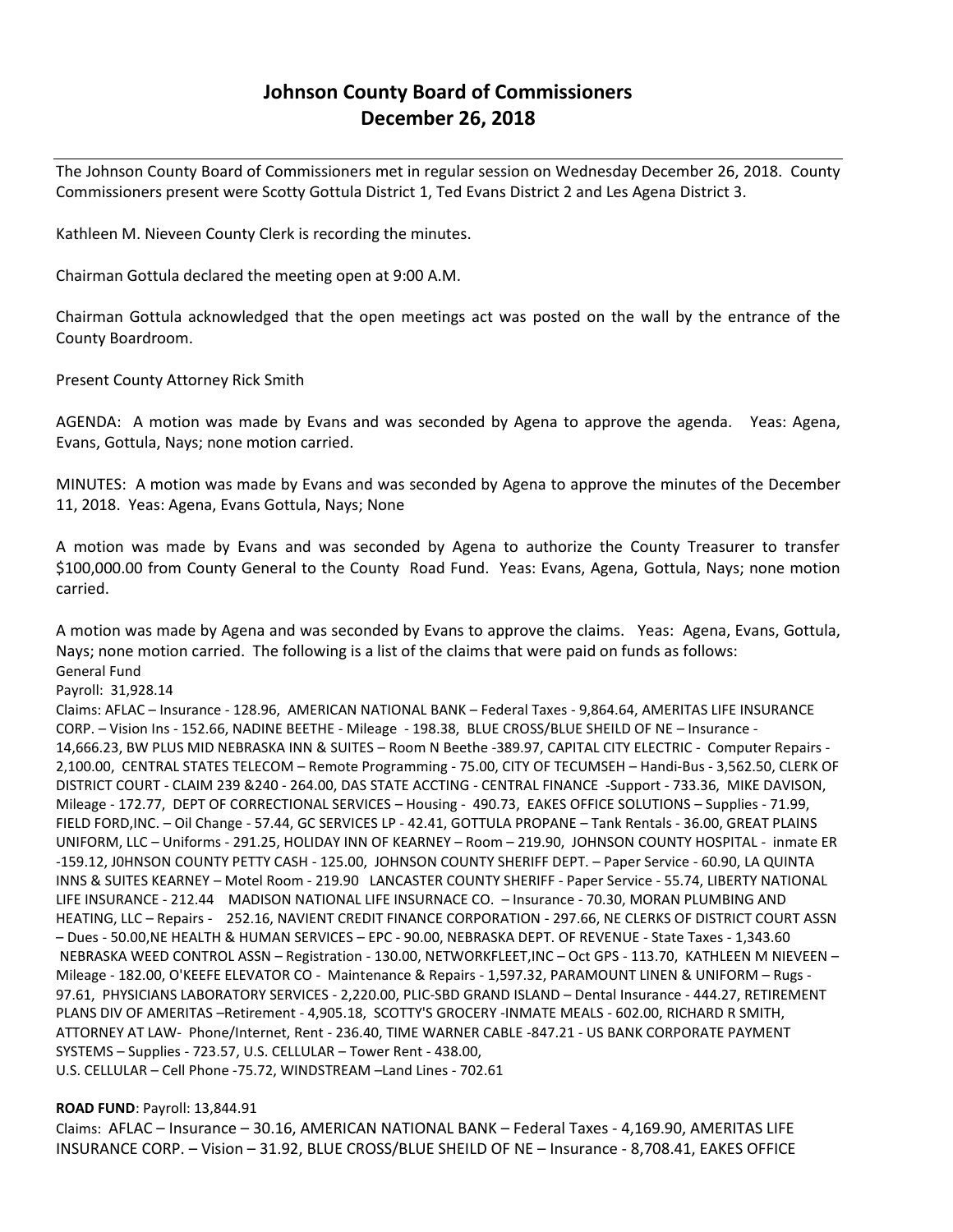# Johnson County Board of Commissioners
# December 26, 2018

The Johnson County Board of Commissioners met in regular session on Wednesday December 26, 2018. County Commissioners present were Scotty Gottula District 1, Ted Evans District 2 and Les Agena District 3.

Kathleen M. Nieveen County Clerk is recording the minutes.

Chairman Gottula declared the meeting open at 9:00 A.M.

Chairman Gottula acknowledged that the open meetings act was posted on the wall by the entrance of the County Boardroom.

Present County Attorney Rick Smith

AGENDA: A motion was made by Evans and was seconded by Agena to approve the agenda. Yeas: Agena, Evans, Gottula, Nays; none motion carried.

MINUTES: A motion was made by Evans and was seconded by Agena to approve the minutes of the December 11, 2018. Yeas: Agena, Evans Gottula, Nays; None

A motion was made by Evans and was seconded by Agena to authorize the County Treasurer to transfer $100,000.00 from County General to the County Road Fund. Yeas: Evans, Agena, Gottula, Nays; none motion carried.

A motion was made by Agena and was seconded by Evans to approve the claims. Yeas: Agena, Evans, Gottula, Nays; none motion carried. The following is a list of the claims that were paid on funds as follows:

General Fund

Payroll: 31,928.14

Claims: AFLAC – Insurance - 128.96, AMERICAN NATIONAL BANK – Federal Taxes - 9,864.64, AMERITAS LIFE INSURANCE CORP. – Vision Ins - 152.66, NADINE BEETHE - Mileage - 198.38, BLUE CROSS/BLUE SHEILD OF NE – Insurance - 14,666.23, BW PLUS MID NEBRASKA INN & SUITES – Room N Beethe -389.97, CAPITAL CITY ELECTRIC - Computer Repairs - 2,100.00, CENTRAL STATES TELECOM – Remote Programming - 75.00, CITY OF TECUMSEH – Handi-Bus - 3,562.50, CLERK OF DISTRICT COURT - CLAIM 239 &240 - 264.00, DAS STATE ACCTING - CENTRAL FINANCE -Support - 733.36, MIKE DAVISON, Mileage - 172.77, DEPT OF CORRECTIONAL SERVICES – Housing - 490.73, EAKES OFFICE SOLUTIONS – Supplies - 71.99, FIELD FORD,INC. – Oil Change - 57.44, GC SERVICES LP - 42.41, GOTTULA PROPANE – Tank Rentals - 36.00, GREAT PLAINS UNIFORM, LLC – Uniforms - 291.25, HOLIDAY INN OF KEARNEY – Room – 219.90, JOHNSON COUNTY HOSPITAL - inmate ER -159.12, J0HNSON COUNTY PETTY CASH - 125.00, JOHNSON COUNTY SHERIFF DEPT. – Paper Service - 60.90, LA QUINTA INNS & SUITES KEARNEY – Motel Room - 219.90 LANCASTER COUNTY SHERIFF - Paper Service - 55.74, LIBERTY NATIONAL LIFE INSURANCE - 212.44 MADISON NATIONAL LIFE INSURNACE CO. – Insurance - 70.30, MORAN PLUMBING AND HEATING, LLC – Repairs - 252.16, NAVIENT CREDIT FINANCE CORPORATION - 297.66, NE CLERKS OF DISTRICT COURT ASSN – Dues - 50.00,NE HEALTH & HUMAN SERVICES – EPC - 90.00, NEBRASKA DEPT. OF REVENUE - State Taxes - 1,343.60 NEBRASKA WEED CONTROL ASSN – Registration - 130.00, NETWORKFLEET,INC – Oct GPS - 113.70, KATHLEEN M NIEVEEN – Mileage - 182.00, O'KEEFE ELEVATOR CO - Maintenance & Repairs - 1,597.32, PARAMOUNT LINEN & UNIFORM – Rugs - 97.61, PHYSICIANS LABORATORY SERVICES - 2,220.00, PLIC-SBD GRAND ISLAND – Dental Insurance - 444.27, RETIREMENT PLANS DIV OF AMERITAS –Retirement - 4,905.18, SCOTTY'S GROCERY -INMATE MEALS - 602.00, RICHARD R SMITH, ATTORNEY AT LAW- Phone/Internet, Rent - 236.40, TIME WARNER CABLE -847.21 - US BANK CORPORATE PAYMENT SYSTEMS – Supplies - 723.57, U.S. CELLULAR – Tower Rent - 438.00, U.S. CELLULAR – Cell Phone -75.72, WINDSTREAM –Land Lines - 702.61

**ROAD FUND**: Payroll: 13,844.91

Claims: AFLAC – Insurance – 30.16, AMERICAN NATIONAL BANK – Federal Taxes - 4,169.90, AMERITAS LIFE INSURANCE CORP. – Vision – 31.92, BLUE CROSS/BLUE SHEILD OF NE – Insurance - 8,708.41, EAKES OFFICE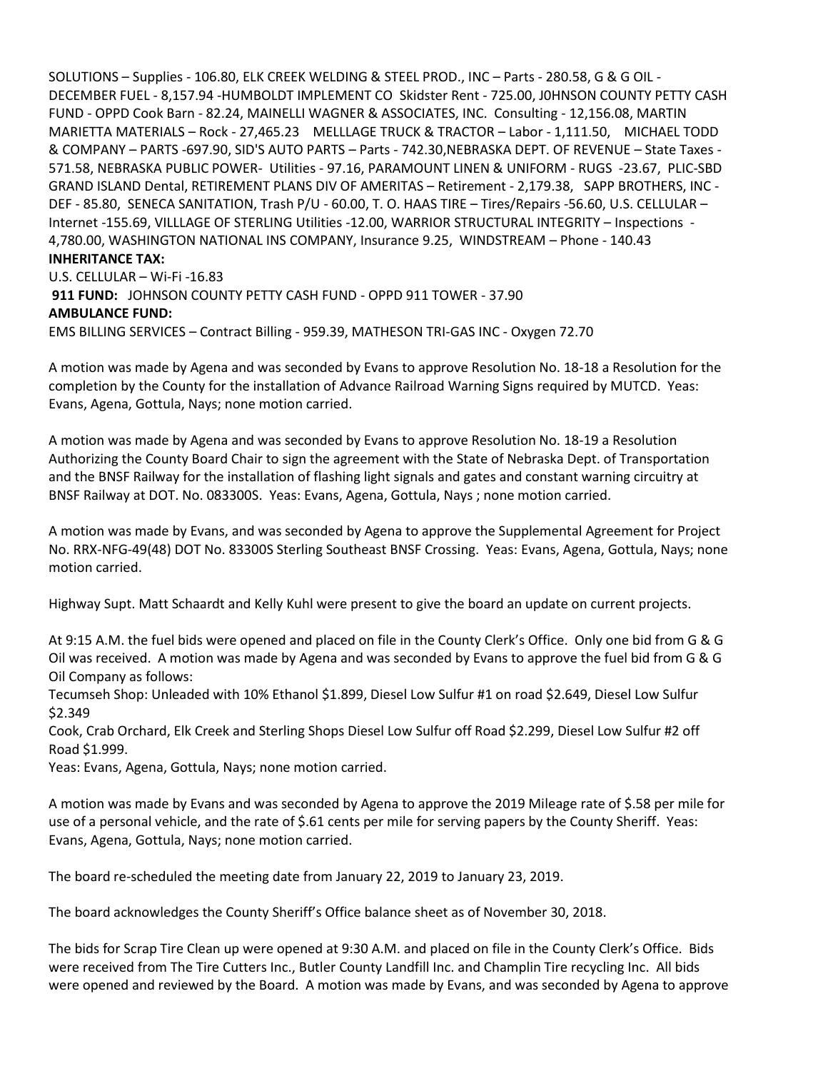SOLUTIONS – Supplies - 106.80, ELK CREEK WELDING & STEEL PROD., INC – Parts - 280.58, G & G OIL - DECEMBER FUEL - 8,157.94 -HUMBOLDT IMPLEMENT CO Skidster Rent - 725.00, J0HNSON COUNTY PETTY CASH FUND - OPPD Cook Barn - 82.24, MAINELLI WAGNER & ASSOCIATES, INC. Consulting - 12,156.08, MARTIN MARIETTA MATERIALS – Rock - 27,465.23 MELLLAGE TRUCK & TRACTOR – Labor - 1,111.50, MICHAEL TODD & COMPANY – PARTS -697.90, SID'S AUTO PARTS – Parts - 742.30,NEBRASKA DEPT. OF REVENUE – State Taxes - 571.58, NEBRASKA PUBLIC POWER- Utilities - 97.16, PARAMOUNT LINEN & UNIFORM - RUGS -23.67, PLIC-SBD GRAND ISLAND Dental, RETIREMENT PLANS DIV OF AMERITAS – Retirement - 2,179.38, SAPP BROTHERS, INC - DEF - 85.80, SENECA SANITATION, Trash P/U - 60.00, T. O. HAAS TIRE – Tires/Repairs -56.60, U.S. CELLULAR – Internet -155.69, VILLLAGE OF STERLING Utilities -12.00, WARRIOR STRUCTURAL INTEGRITY – Inspections - 4,780.00, WASHINGTON NATIONAL INS COMPANY, Insurance 9.25, WINDSTREAM – Phone - 140.43

**INHERITANCE TAX:**

U.S. CELLULAR – Wi-Fi -16.83

**911 FUND:** JOHNSON COUNTY PETTY CASH FUND - OPPD 911 TOWER - 37.90

**AMBULANCE FUND:**

EMS BILLING SERVICES – Contract Billing - 959.39, MATHESON TRI-GAS INC - Oxygen 72.70

A motion was made by Agena and was seconded by Evans to approve Resolution No. 18-18 a Resolution for the completion by the County for the installation of Advance Railroad Warning Signs required by MUTCD. Yeas: Evans, Agena, Gottula, Nays; none motion carried.

A motion was made by Agena and was seconded by Evans to approve Resolution No. 18-19 a Resolution Authorizing the County Board Chair to sign the agreement with the State of Nebraska Dept. of Transportation and the BNSF Railway for the installation of flashing light signals and gates and constant warning circuitry at BNSF Railway at DOT. No. 083300S. Yeas: Evans, Agena, Gottula, Nays ; none motion carried.

A motion was made by Evans, and was seconded by Agena to approve the Supplemental Agreement for Project No. RRX-NFG-49(48) DOT No. 83300S Sterling Southeast BNSF Crossing. Yeas: Evans, Agena, Gottula, Nays; none motion carried.

Highway Supt. Matt Schaardt and Kelly Kuhl were present to give the board an update on current projects.

At 9:15 A.M. the fuel bids were opened and placed on file in the County Clerk's Office. Only one bid from G & G Oil was received. A motion was made by Agena and was seconded by Evans to approve the fuel bid from G & G Oil Company as follows:

Tecumseh Shop: Unleaded with 10% Ethanol $1.899, Diesel Low Sulfur #1 on road $2.649, Diesel Low Sulfur $2.349

Cook, Crab Orchard, Elk Creek and Sterling Shops Diesel Low Sulfur off Road $2.299, Diesel Low Sulfur #2 off Road $1.999.

Yeas: Evans, Agena, Gottula, Nays; none motion carried.

A motion was made by Evans and was seconded by Agena to approve the 2019 Mileage rate of $.58 per mile for use of a personal vehicle, and the rate of $.61 cents per mile for serving papers by the County Sheriff. Yeas: Evans, Agena, Gottula, Nays; none motion carried.

The board re-scheduled the meeting date from January 22, 2019 to January 23, 2019.

The board acknowledges the County Sheriff's Office balance sheet as of November 30, 2018.

The bids for Scrap Tire Clean up were opened at 9:30 A.M. and placed on file in the County Clerk's Office. Bids were received from The Tire Cutters Inc., Butler County Landfill Inc. and Champlin Tire recycling Inc. All bids were opened and reviewed by the Board. A motion was made by Evans, and was seconded by Agena to approve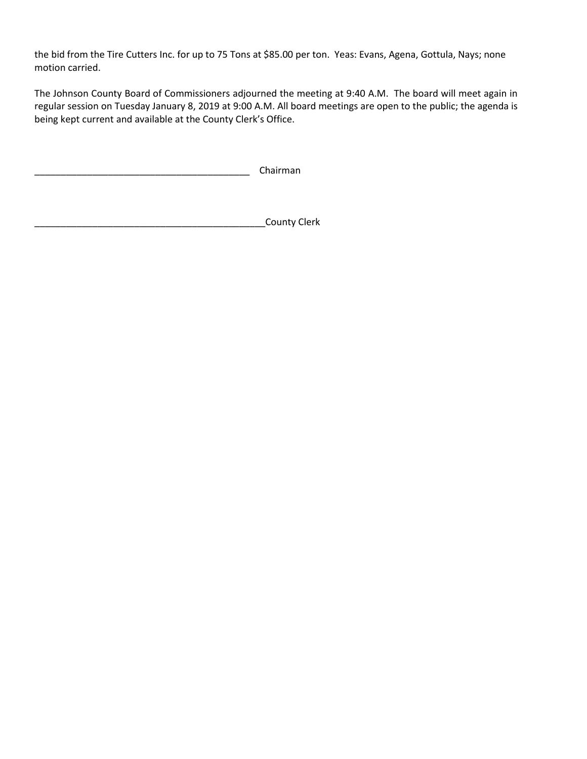the bid from the Tire Cutters Inc. for up to 75 Tons at $85.00 per ton.  Yeas: Evans, Agena, Gottula, Nays; none motion carried.

The Johnson County Board of Commissioners adjourned the meeting at 9:40 A.M.  The board will meet again in regular session on Tuesday January 8, 2019 at 9:00 A.M. All board meetings are open to the public; the agenda is being kept current and available at the County Clerk's Office.

__________________________________________ Chairman

______________________________________________County Clerk